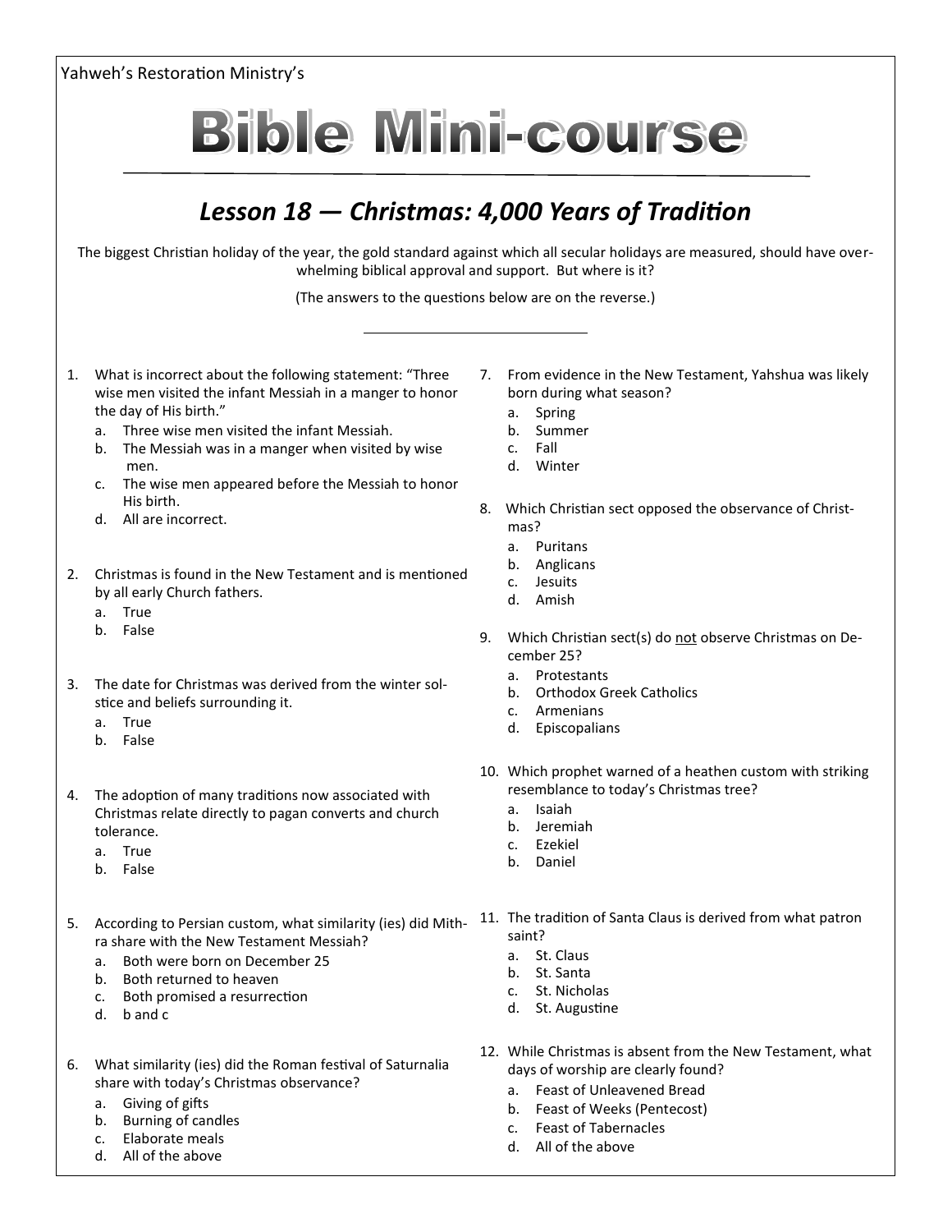Yahweh's Restoration Ministry's

# Bible Mini-course

## *Lesson 18 — Christmas: 4,000 Years of Tradition*

The biggest Christian holiday of the year, the gold standard against which all secular holidays are measured, should have overwhelming biblical approval and support. But where is it?

(The answers to the questions below are on the reverse.)

1. What is incorrect about the following statement: "Three wise men visited the infant Messiah in a manger to honor the day of His birth."
   a. Three wise men visited the infant Messiah.
   b. The Messiah was in a manger when visited by wise men.
   c. The wise men appeared before the Messiah to honor His birth.
   d. All are incorrect.

2. Christmas is found in the New Testament and is mentioned by all early Church fathers.
   a. True
   b. False

3. The date for Christmas was derived from the winter solstice and beliefs surrounding it.
   a. True
   b. False

4. The adoption of many traditions now associated with Christmas relate directly to pagan converts and church tolerance.
   a. True
   b. False

5. According to Persian custom, what similarity (ies) did Mithra share with the New Testament Messiah?
   a. Both were born on December 25
   b. Both returned to heaven
   c. Both promised a resurrection
   d. b and c

6. What similarity (ies) did the Roman festival of Saturnalia share with today's Christmas observance?
   a. Giving of gifts
   b. Burning of candles
   c. Elaborate meals
   d. All of the above

7. From evidence in the New Testament, Yahshua was likely born during what season?
   a. Spring
   b. Summer
   c. Fall
   d. Winter

8. Which Christian sect opposed the observance of Christmas?
   a. Puritans
   b. Anglicans
   c. Jesuits
   d. Amish

9. Which Christian sect(s) do <u>not</u> observe Christmas on December 25?
   a. Protestants
   b. Orthodox Greek Catholics
   c. Armenians
   d. Episcopalians

10. Which prophet warned of a heathen custom with striking resemblance to today's Christmas tree?
    a. Isaiah
    b. Jeremiah
    c. Ezekiel
    b. Daniel

11. The tradition of Santa Claus is derived from what patron saint?
    a. St. Claus
    b. St. Santa
    c. St. Nicholas
    d. St. Augustine

12. While Christmas is absent from the New Testament, what days of worship are clearly found?
    a. Feast of Unleavened Bread
    b. Feast of Weeks (Pentecost)
    c. Feast of Tabernacles
    d. All of the above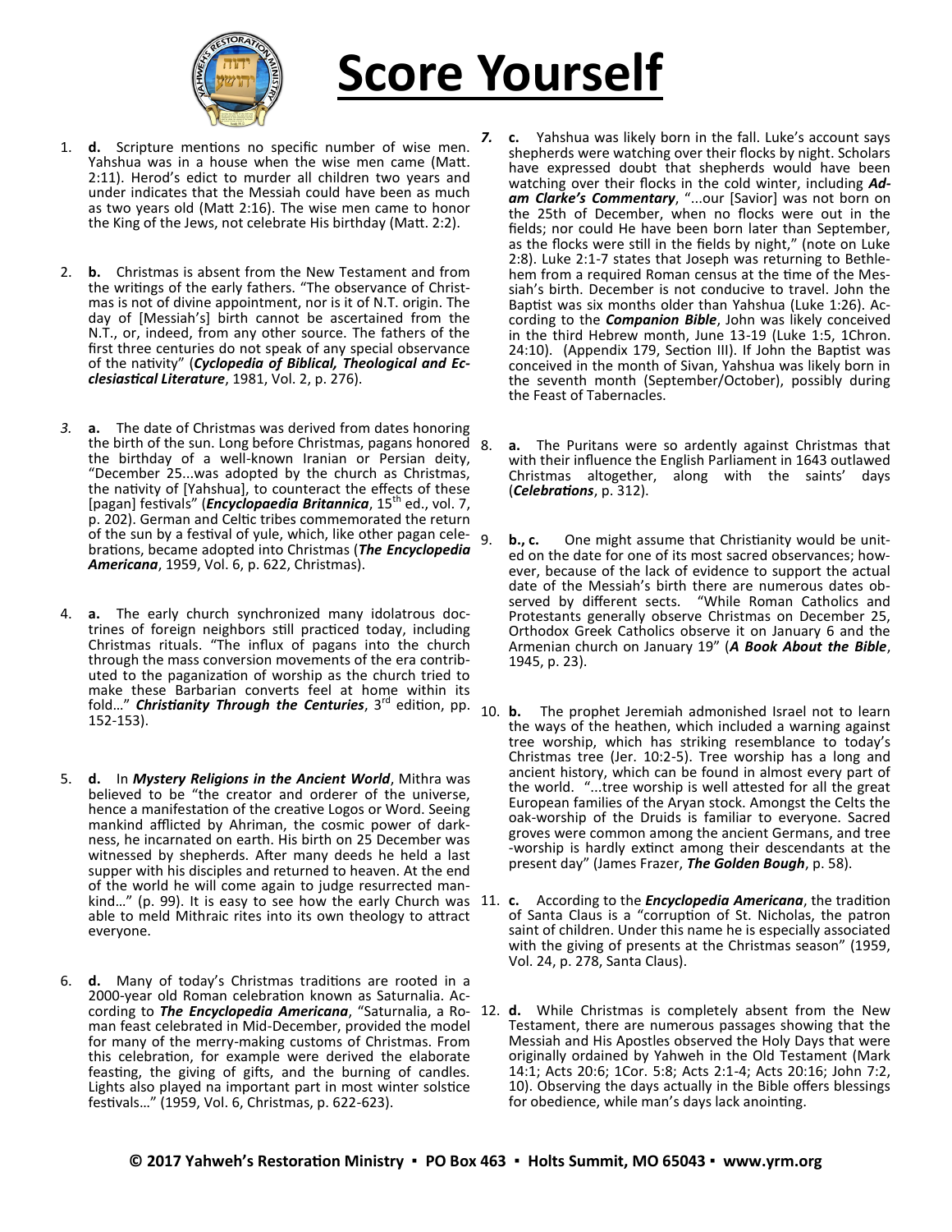# Score Yourself

1. **d.** Scripture mentions no specific number of wise men. Yahshua was in a house when the wise men came (Matt. 2:11). Herod's edict to murder all children two years and under indicates that the Messiah could have been as much as two years old (Matt 2:16). The wise men came to honor the King of the Jews, not celebrate His birthday (Matt. 2:2).

2. **b.** Christmas is absent from the New Testament and from the writings of the early fathers. "The observance of Christmas is not of divine appointment, nor is it of N.T. origin. The day of [Messiah's] birth cannot be ascertained from the N.T., or, indeed, from any other source. The fathers of the first three centuries do not speak of any special observance of the nativity" (***Cyclopedia of Biblical, Theological and Ecclesiastical Literature***, 1981, Vol. 2, p. 276).

3. **a.** The date of Christmas was derived from dates honoring the birth of the sun. Long before Christmas, pagans honored the birthday of a well-known Iranian or Persian deity, "December 25...was adopted by the church as Christmas, the nativity of [Yahshua], to counteract the effects of these [pagan] festivals" (***Encyclopaedia Britannica***, 15th ed., vol. 7, p. 202). German and Celtic tribes commemorated the return of the sun by a festival of yule, which, like other pagan celebrations, became adopted into Christmas (***The Encyclopedia Americana***, 1959, Vol. 6, p. 622, Christmas).

4. **a.** The early church synchronized many idolatrous doctrines of foreign neighbors still practiced today, including Christmas rituals. "The influx of pagans into the church through the mass conversion movements of the era contributed to the paganization of worship as the church tried to make these Barbarian converts feel at home within its fold…" ***Christianity Through the Centuries***, 3rd edition, pp. 152-153).

5. **d.** In ***Mystery Religions in the Ancient World***, Mithra was believed to be "the creator and orderer of the universe, hence a manifestation of the creative Logos or Word. Seeing mankind afflicted by Ahriman, the cosmic power of darkness, he incarnated on earth. His birth on 25 December was witnessed by shepherds. After many deeds he held a last supper with his disciples and returned to heaven. At the end of the world he will come again to judge resurrected mankind…" (p. 99). It is easy to see how the early Church was able to meld Mithraic rites into its own theology to attract everyone.

6. **d.** Many of today's Christmas traditions are rooted in a 2000-year old Roman celebration known as Saturnalia. According to ***The Encyclopedia Americana***, "Saturnalia, a Roman feast celebrated in Mid-December, provided the model for many of the merry-making customs of Christmas. From this celebration, for example were derived the elaborate feasting, the giving of gifts, and the burning of candles. Lights also played na important part in most winter solstice festivals…" (1959, Vol. 6, Christmas, p. 622-623).

7. **c.** Yahshua was likely born in the fall. Luke's account says shepherds were watching over their flocks by night. Scholars have expressed doubt that shepherds would have been watching over their flocks in the cold winter, including ***Adam Clarke's Commentary***, "...our [Savior] was not born on the 25th of December, when no flocks were out in the fields; nor could He have been born later than September, as the flocks were still in the fields by night," (note on Luke 2:8). Luke 2:1-7 states that Joseph was returning to Bethlehem from a required Roman census at the time of the Messiah's birth. December is not conducive to travel. John the Baptist was six months older than Yahshua (Luke 1:26). According to the ***Companion Bible***, John was likely conceived in the third Hebrew month, June 13-19 (Luke 1:5, 1Chron. 24:10). (Appendix 179, Section III). If John the Baptist was conceived in the month of Sivan, Yahshua was likely born in the seventh month (September/October), possibly during the Feast of Tabernacles.

8. **a.** The Puritans were so ardently against Christmas that with their influence the English Parliament in 1643 outlawed Christmas altogether, along with the saints' days (***Celebrations***, p. 312).

9. **b., c.** One might assume that Christianity would be united on the date for one of its most sacred observances; however, because of the lack of evidence to support the actual date of the Messiah's birth there are numerous dates observed by different sects. "While Roman Catholics and Protestants generally observe Christmas on December 25, Orthodox Greek Catholics observe it on January 6 and the Armenian church on January 19" (***A Book About the Bible***, 1945, p. 23).

10. **b.** The prophet Jeremiah admonished Israel not to learn the ways of the heathen, which included a warning against tree worship, which has striking resemblance to today's Christmas tree (Jer. 10:2-5). Tree worship has a long and ancient history, which can be found in almost every part of the world. "...tree worship is well attested for all the great European families of the Aryan stock. Amongst the Celts the oak-worship of the Druids is familiar to everyone. Sacred groves were common among the ancient Germans, and tree-worship is hardly extinct among their descendants at the present day" (James Frazer, ***The Golden Bough***, p. 58).

11. **c.** According to the ***Encyclopedia Americana***, the tradition of Santa Claus is a "corruption of St. Nicholas, the patron saint of children. Under this name he is especially associated with the giving of presents at the Christmas season" (1959, Vol. 24, p. 278, Santa Claus).

12. **d.** While Christmas is completely absent from the New Testament, there are numerous passages showing that the Messiah and His Apostles observed the Holy Days that were originally ordained by Yahweh in the Old Testament (Mark 14:1; Acts 20:6; 1Cor. 5:8; Acts 2:1-4; Acts 20:16; John 7:2, 10). Observing the days actually in the Bible offers blessings for obedience, while man's days lack anointing.

**© 2017 Yahweh's Restoration Ministry ▪ PO Box 463 ▪ Holts Summit, MO 65043 ▪ www.yrm.org**